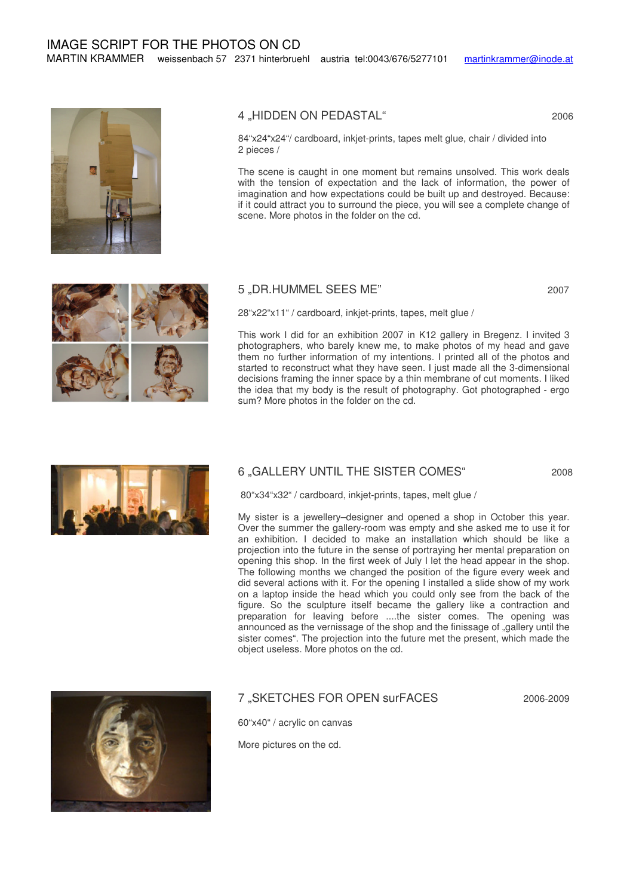# IMAGE SCRIPT FOR THE PHOTOS ON CD

MARTIN KRAMMER weissenbach 57 2371 hinterbruehl austria tel:0043/676/5277101 martinkrammer@inode.at

## 4 „HIDDEN ON PEDASTAL“ 2006

84“x24“x24“/ cardboard, inkjet-prints, tapes melt glue, chair / divided into 2 pieces /

The scene is caught in one moment but remains unsolved. This work deals with the tension of expectation and the lack of information, the power of imagination and how expectations could be built up and destroyed. Because: if it could attract you to surround the piece, you will see a complete change of scene. More photos in the folder on the cd.

## 5 „DR.HUMMEL SEES ME” 2007

28“x22“x11“ / cardboard, inkjet-prints, tapes, melt glue /

This work I did for an exhibition 2007 in K12 gallery in Bregenz. I invited 3 photographers, who barely knew me, to make photos of my head and gave them no further information of my intentions. I printed all of the photos and started to reconstruct what they have seen. I just made all the 3-dimensional decisions framing the inner space by a thin membrane of cut moments. I liked the idea that my body is the result of photography. Got photographed - ergo sum? More photos in the folder on the cd.

## 6 „GALLERY UNTIL THE SISTER COMES“ 2008

80“x34“x32“ / cardboard, inkjet-prints, tapes, melt glue /

My sister is a jewellery–designer and opened a shop in October this year. Over the summer the gallery-room was empty and she asked me to use it for an exhibition. I decided to make an installation which should be like a projection into the future in the sense of portraying her mental preparation on opening this shop. In the first week of July I let the head appear in the shop. The following months we changed the position of the figure every week and did several actions with it. For the opening I installed a slide show of my work on a laptop inside the head which you could only see from the back of the figure. So the sculpture itself became the gallery like a contraction and preparation for leaving before ....the sister comes. The opening was announced as the vernissage of the shop and the finissage of „gallery until the sister comes“. The projection into the future met the present, which made the object useless. More photos on the cd.

## 7 „SKETCHES FOR OPEN surFACES 2006-2009

60“x40“ / acrylic on canvas

More pictures on the cd.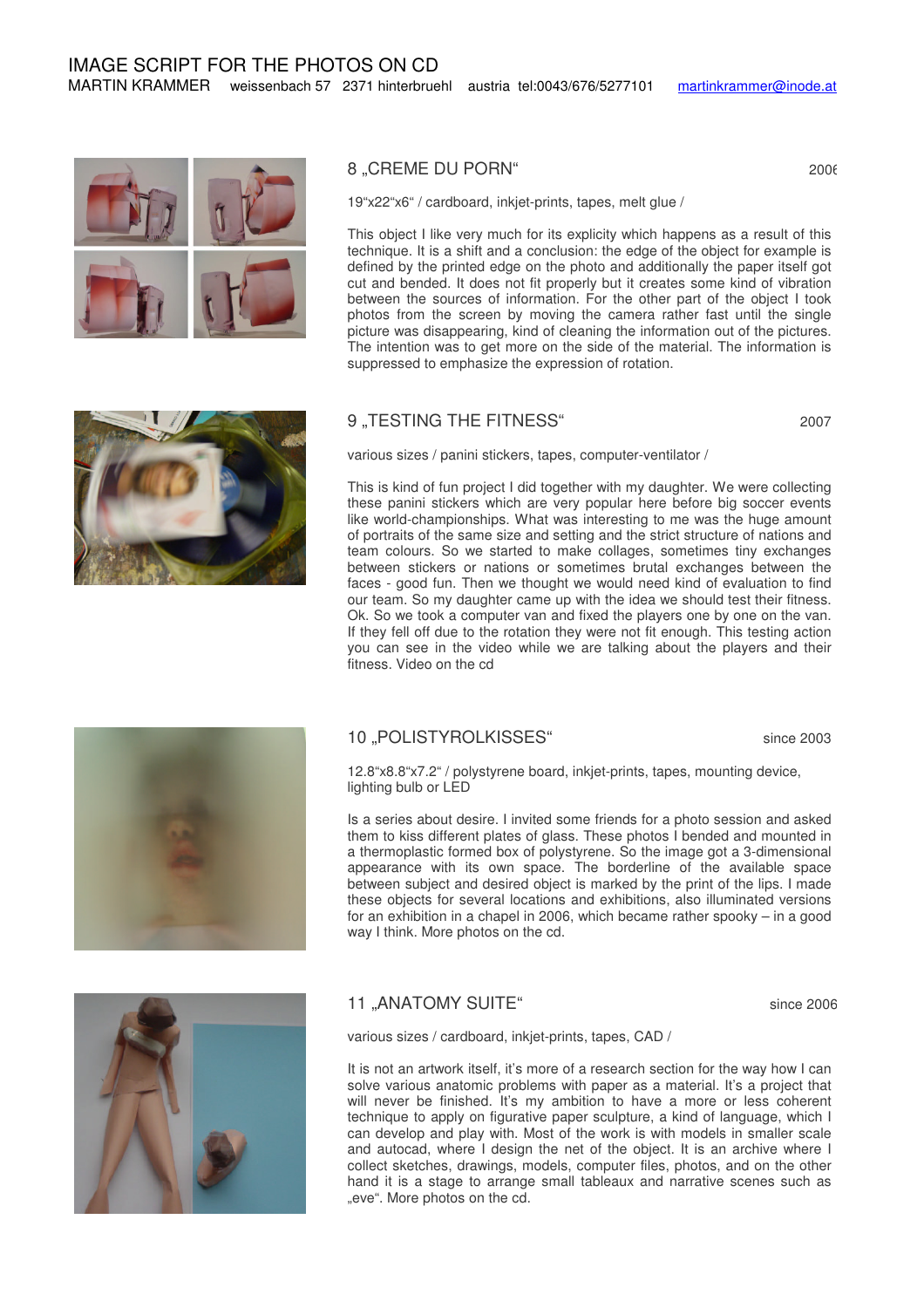# IMAGE SCRIPT FOR THE PHOTOS ON CD

MARTIN KRAMMER weissenbach 57 2371 hinterbruehl austria tel:0043/676/5277101 martinkrammer@inode.at

## 8 „CREME DU PORN“

2006

19“x22“x6“ / cardboard, inkjet-prints, tapes, melt glue /

This object I like very much for its explicity which happens as a result of this technique. It is a shift and a conclusion: the edge of the object for example is defined by the printed edge on the photo and additionally the paper itself got cut and bended. It does not fit properly but it creates some kind of vibration between the sources of information. For the other part of the object I took photos from the screen by moving the camera rather fast until the single picture was disappearing, kind of cleaning the information out of the pictures. The intention was to get more on the side of the material. The information is suppressed to emphasize the expression of rotation.

## 9 „TESTING THE FITNESS“

2007

various sizes / panini stickers, tapes, computer-ventilator /

This is kind of fun project I did together with my daughter. We were collecting these panini stickers which are very popular here before big soccer events like world-championships. What was interesting to me was the huge amount of portraits of the same size and setting and the strict structure of nations and team colours. So we started to make collages, sometimes tiny exchanges between stickers or nations or sometimes brutal exchanges between the faces - good fun. Then we thought we would need kind of evaluation to find our team. So my daughter came up with the idea we should test their fitness. Ok. So we took a computer van and fixed the players one by one on the van. If they fell off due to the rotation they were not fit enough. This testing action you can see in the video while we are talking about the players and their fitness. Video on the cd

## 10 „POLISTYROLKISSES“

since 2003

12.8“x8.8“x7.2“ / polystyrene board, inkjet-prints, tapes, mounting device, lighting bulb or LED

Is a series about desire. I invited some friends for a photo session and asked them to kiss different plates of glass. These photos I bended and mounted in a thermoplastic formed box of polystyrene. So the image got a 3-dimensional appearance with its own space. The borderline of the available space between subject and desired object is marked by the print of the lips. I made these objects for several locations and exhibitions, also illuminated versions for an exhibition in a chapel in 2006, which became rather spooky – in a good way I think. More photos on the cd.

## 11 „ANATOMY SUITE“

since 2006

various sizes / cardboard, inkjet-prints, tapes, CAD /

It is not an artwork itself, it’s more of a research section for the way how I can solve various anatomic problems with paper as a material. It’s a project that will never be finished. It’s my ambition to have a more or less coherent technique to apply on figurative paper sculpture, a kind of language, which I can develop and play with. Most of the work is with models in smaller scale and autocad, where I design the net of the object. It is an archive where I collect sketches, drawings, models, computer files, photos, and on the other hand it is a stage to arrange small tableaux and narrative scenes such as „eve“. More photos on the cd.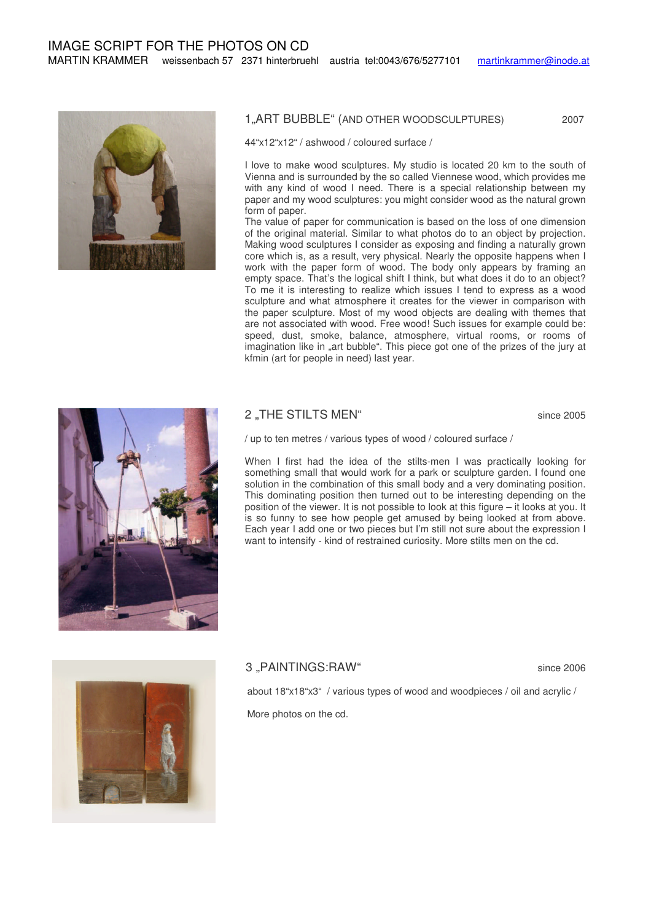# IMAGE SCRIPT FOR THE PHOTOS ON CD

MARTIN KRAMMER    weissenbach 57  2371 hinterbruehl   austria  tel:0043/676/5277101    martinkrammer@inode.at

## 1„ART BUBBLE“ (AND OTHER WOODSCULPTURES) — 2007

44“x12“x12“ / ashwood / coloured surface /

I love to make wood sculptures. My studio is located 20 km to the south of Vienna and is surrounded by the so called Viennese wood, which provides me with any kind of wood I need. There is a special relationship between my paper and my wood sculptures: you might consider wood as the natural grown form of paper.
The value of paper for communication is based on the loss of one dimension of the original material. Similar to what photos do to an object by projection. Making wood sculptures I consider as exposing and finding a naturally grown core which is, as a result, very physical. Nearly the opposite happens when I work with the paper form of wood. The body only appears by framing an empty space. That’s the logical shift I think, but what does it do to an object? To me it is interesting to realize which issues I tend to express as a wood sculpture and what atmosphere it creates for the viewer in comparison with the paper sculpture. Most of my wood objects are dealing with themes that are not associated with wood. Free wood! Such issues for example could be: speed, dust, smoke, balance, atmosphere, virtual rooms, or rooms of imagination like in „art bubble“. This piece got one of the prizes of the jury at kfmin (art for people in need) last year.

## 2 „THE STILTS MEN“ — since 2005

/ up to ten metres / various types of wood / coloured surface /

When I first had the idea of the stilts-men I was practically looking for something small that would work for a park or sculpture garden. I found one solution in the combination of this small body and a very dominating position. This dominating position then turned out to be interesting depending on the position of the viewer. It is not possible to look at this figure – it looks at you. It is so funny to see how people get amused by being looked at from above. Each year I add one or two pieces but I’m still not sure about the expression I want to intensify - kind of restrained curiosity. More stilts men on the cd.

## 3 „PAINTINGS:RAW“ — since 2006

about 18“x18“x3“ / various types of wood and woodpieces / oil and acrylic /

More photos on the cd.